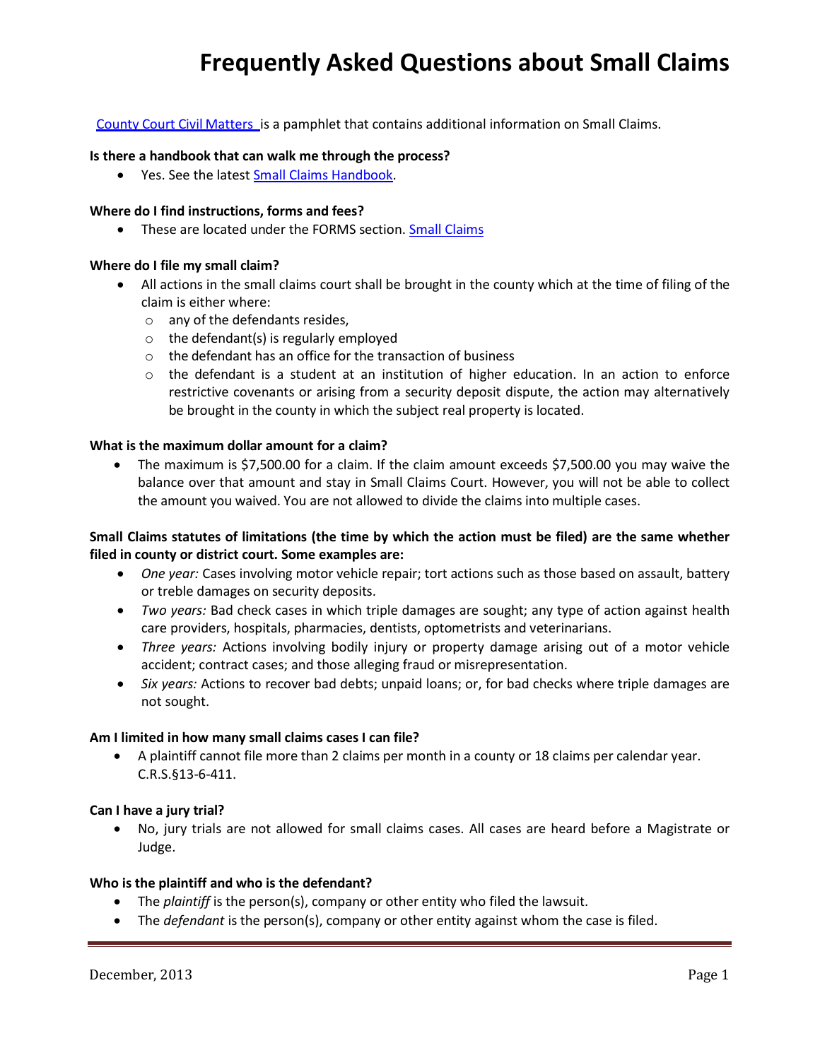# Frequently Asked Questions about Small Claims

[County Court Civil Matters ]is a pamphlet that contains additional information on Small Claims.

**Is there a handbook that can walk me through the process?**

- Yes. See the latest [Small Claims Handbook].

**Where do I find instructions, forms and fees?**

- These are located under the FORMS section. [Small Claims]

**Where do I file my small claim?**

- All actions in the small claims court shall be brought in the county which at the time of filing of the claim is either where:
  - any of the defendants resides,
  - the defendant(s) is regularly employed
  - the defendant has an office for the transaction of business
  - the defendant is a student at an institution of higher education. In an action to enforce restrictive covenants or arising from a security deposit dispute, the action may alternatively be brought in the county in which the subject real property is located.

**What is the maximum dollar amount for a claim?**

- The maximum is $7,500.00 for a claim. If the claim amount exceeds $7,500.00 you may waive the balance over that amount and stay in Small Claims Court. However, you will not be able to collect the amount you waived. You are not allowed to divide the claims into multiple cases.

**Small Claims statutes of limitations (the time by which the action must be filed) are the same whether filed in county or district court. Some examples are:**

- *One year:* Cases involving motor vehicle repair; tort actions such as those based on assault, battery or treble damages on security deposits.
- *Two years:* Bad check cases in which triple damages are sought; any type of action against health care providers, hospitals, pharmacies, dentists, optometrists and veterinarians.
- *Three years:* Actions involving bodily injury or property damage arising out of a motor vehicle accident; contract cases; and those alleging fraud or misrepresentation.
- *Six years:* Actions to recover bad debts; unpaid loans; or, for bad checks where triple damages are not sought.

**Am I limited in how many small claims cases I can file?**

- A plaintiff cannot file more than 2 claims per month in a county or 18 claims per calendar year. C.R.S.§13-6-411.

**Can I have a jury trial?**

- No, jury trials are not allowed for small claims cases. All cases are heard before a Magistrate or Judge.

**Who is the plaintiff and who is the defendant?**

- The *plaintiff* is the person(s), company or other entity who filed the lawsuit.
- The *defendant* is the person(s), company or other entity against whom the case is filed.

December, 2013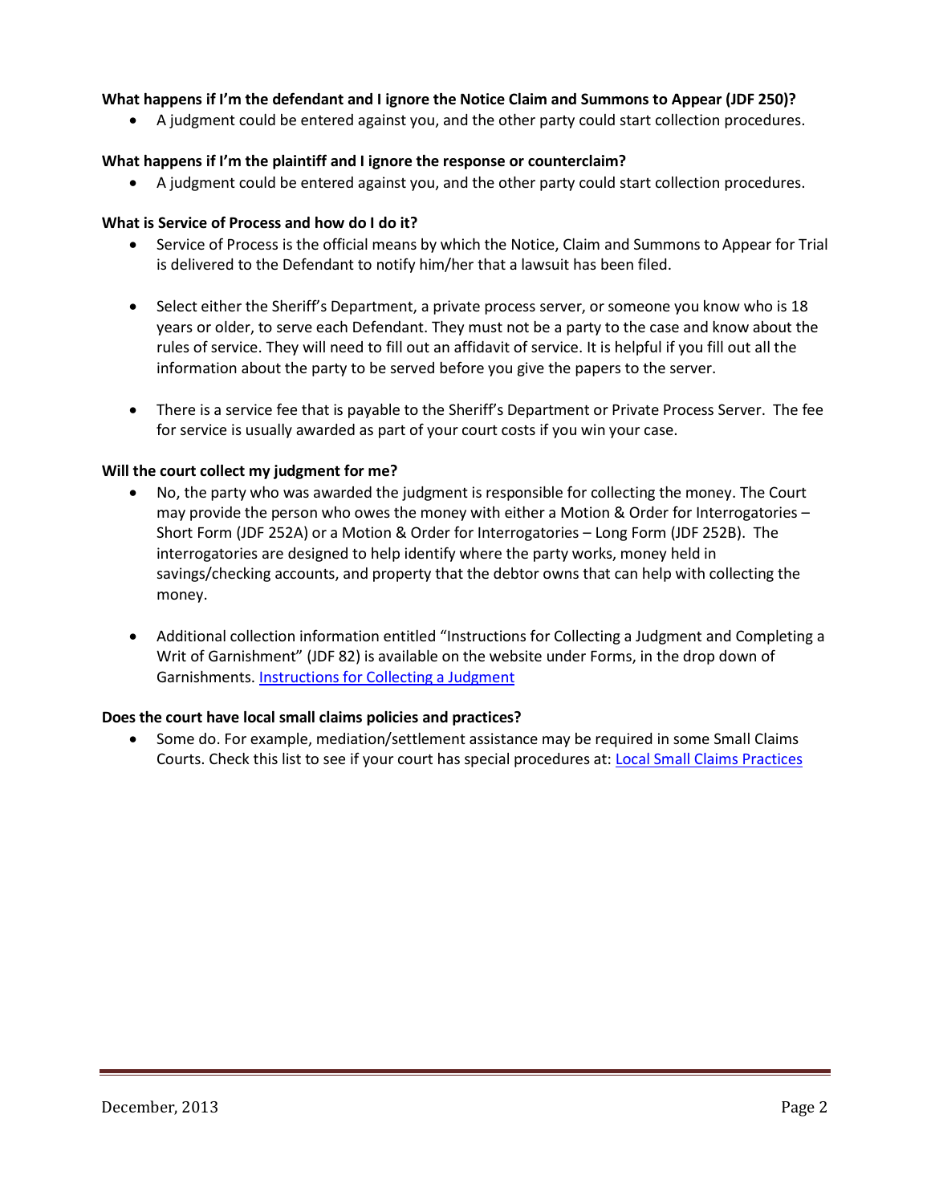**What happens if I'm the defendant and I ignore the Notice Claim and Summons to Appear (JDF 250)?**

- A judgment could be entered against you, and the other party could start collection procedures.

**What happens if I'm the plaintiff and I ignore the response or counterclaim?**

- A judgment could be entered against you, and the other party could start collection procedures.

**What is Service of Process and how do I do it?**

- Service of Process is the official means by which the Notice, Claim and Summons to Appear for Trial is delivered to the Defendant to notify him/her that a lawsuit has been filed.

- Select either the Sheriff's Department, a private process server, or someone you know who is 18 years or older, to serve each Defendant. They must not be a party to the case and know about the rules of service. They will need to fill out an affidavit of service. It is helpful if you fill out all the information about the party to be served before you give the papers to the server.

- There is a service fee that is payable to the Sheriff's Department or Private Process Server. The fee for service is usually awarded as part of your court costs if you win your case.

**Will the court collect my judgment for me?**

- No, the party who was awarded the judgment is responsible for collecting the money. The Court may provide the person who owes the money with either a Motion & Order for Interrogatories – Short Form (JDF 252A) or a Motion & Order for Interrogatories – Long Form (JDF 252B). The interrogatories are designed to help identify where the party works, money held in savings/checking accounts, and property that the debtor owns that can help with collecting the money.

- Additional collection information entitled "Instructions for Collecting a Judgment and Completing a Writ of Garnishment" (JDF 82) is available on the website under Forms, in the drop down of Garnishments. [Instructions for Collecting a Judgment]

**Does the court have local small claims policies and practices?**

- Some do. For example, mediation/settlement assistance may be required in some Small Claims Courts. Check this list to see if your court has special procedures at: [Local Small Claims Practices]

December, 2013